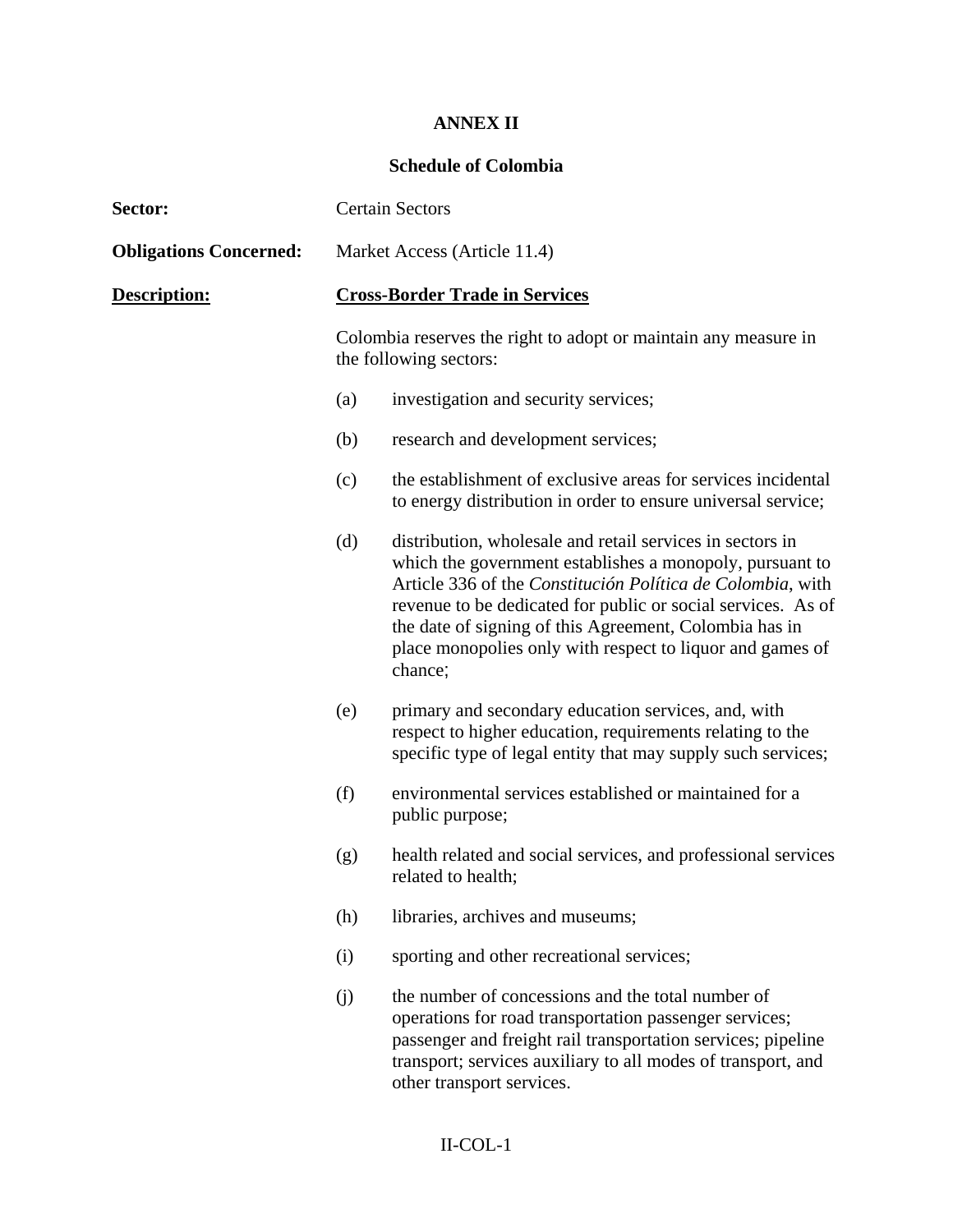# ANNEX II

## Schedule of Colombia

**Sector:** Certain Sectors

**Obligations Concerned:** Market Access (Article 11.4)

**Description:** **Cross-Border Trade in Services**

Colombia reserves the right to adopt or maintain any measure in the following sectors:

(a) investigation and security services;

(b) research and development services;

(c) the establishment of exclusive areas for services incidental to energy distribution in order to ensure universal service;

(d) distribution, wholesale and retail services in sectors in which the government establishes a monopoly, pursuant to Article 336 of the *Constitución Política de Colombia*, with revenue to be dedicated for public or social services. As of the date of signing of this Agreement, Colombia has in place monopolies only with respect to liquor and games of chance;

(e) primary and secondary education services, and, with respect to higher education, requirements relating to the specific type of legal entity that may supply such services;

(f) environmental services established or maintained for a public purpose;

(g) health related and social services, and professional services related to health;

(h) libraries, archives and museums;

(i) sporting and other recreational services;

(j) the number of concessions and the total number of operations for road transportation passenger services; passenger and freight rail transportation services; pipeline transport; services auxiliary to all modes of transport, and other transport services.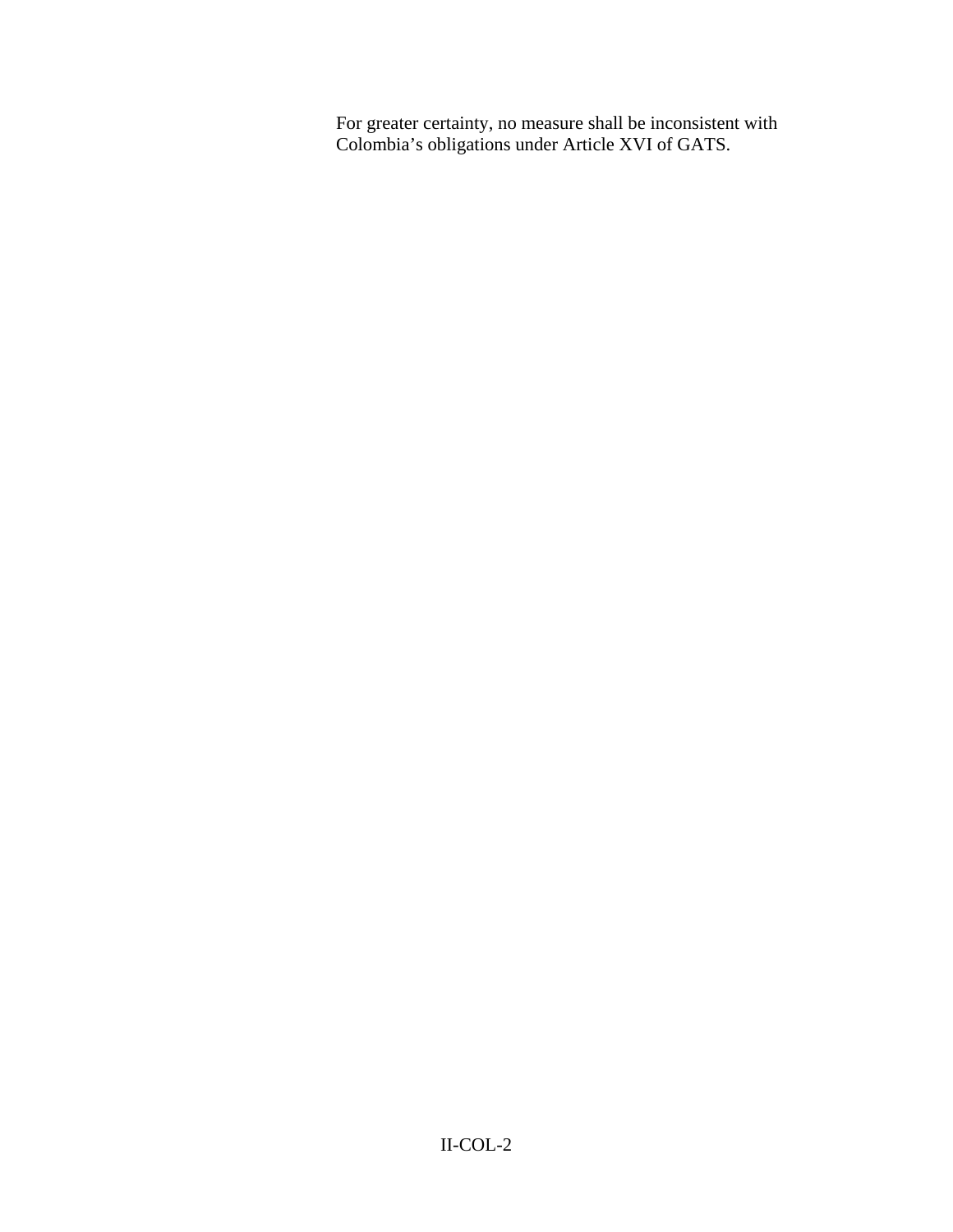For greater certainty, no measure shall be inconsistent with Colombia's obligations under Article XVI of GATS.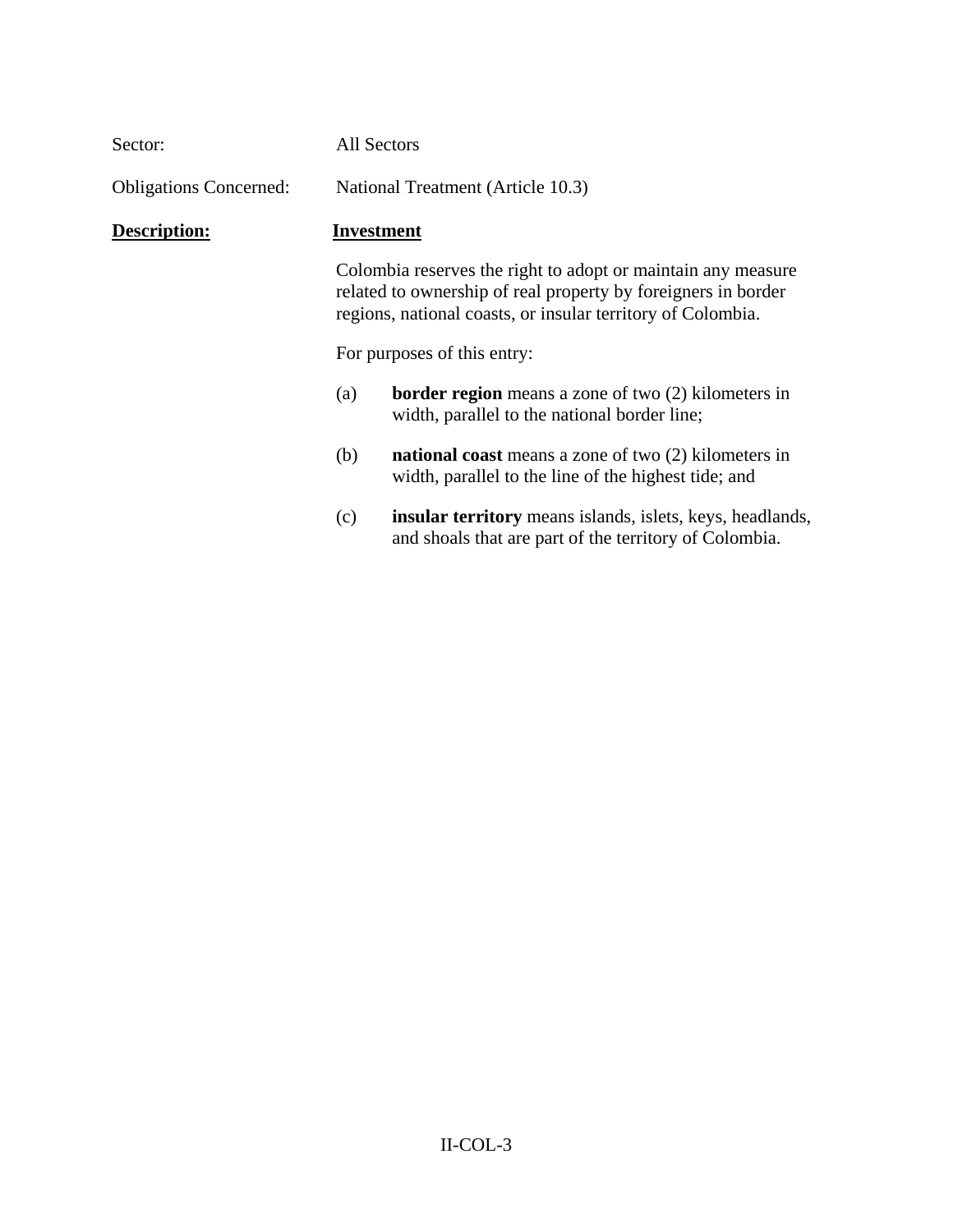Sector: All Sectors

Obligations Concerned: National Treatment (Article 10.3)

**Description:** **Investment**

Colombia reserves the right to adopt or maintain any measure related to ownership of real property by foreigners in border regions, national coasts, or insular territory of Colombia.

For purposes of this entry:

(a) **border region** means a zone of two (2) kilometers in width, parallel to the national border line;

(b) **national coast** means a zone of two (2) kilometers in width, parallel to the line of the highest tide; and

(c) **insular territory** means islands, islets, keys, headlands, and shoals that are part of the territory of Colombia.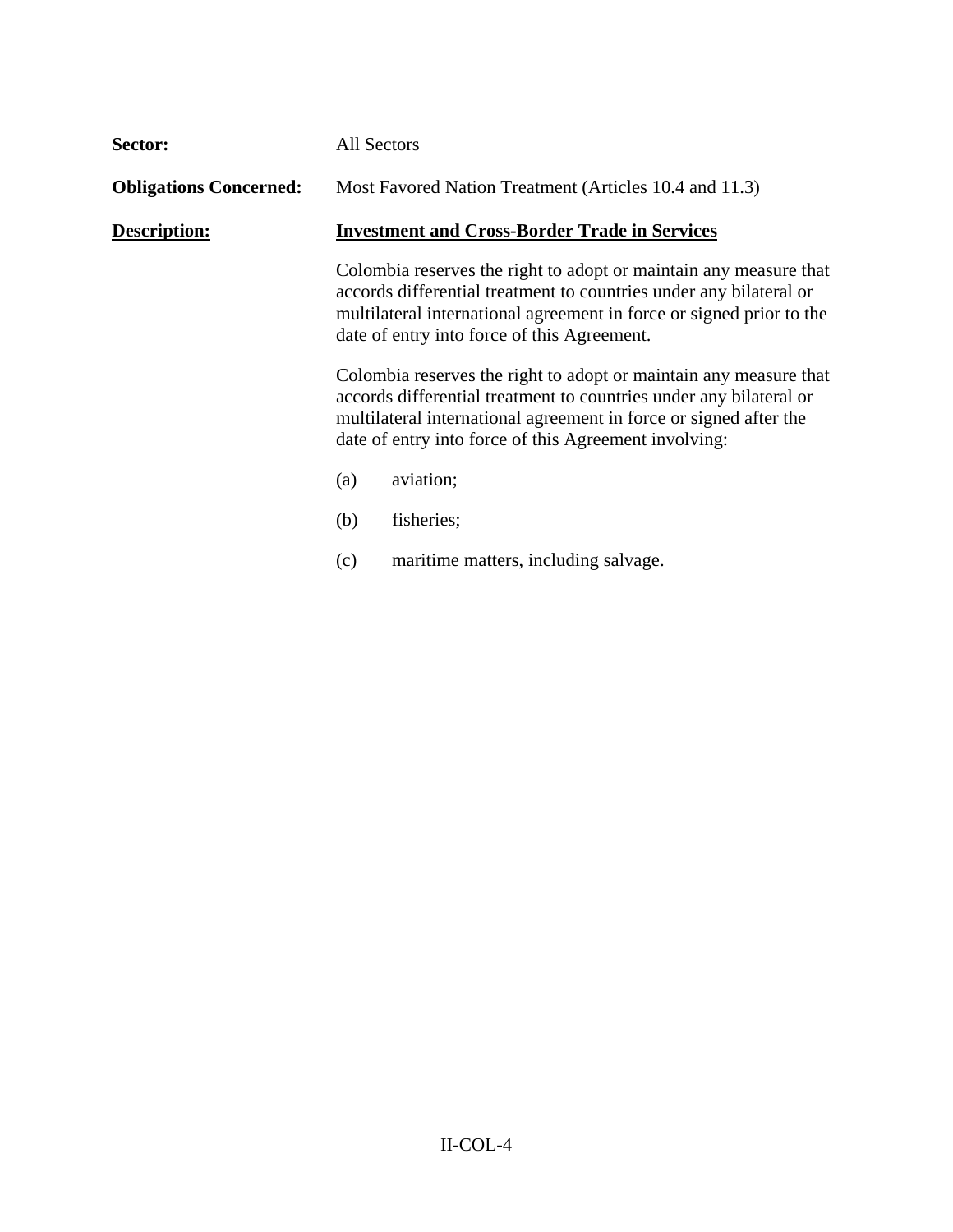**Sector:** All Sectors

**Obligations Concerned:** Most Favored Nation Treatment (Articles 10.4 and 11.3)

**Description:** **Investment and Cross-Border Trade in Services**

Colombia reserves the right to adopt or maintain any measure that accords differential treatment to countries under any bilateral or multilateral international agreement in force or signed prior to the date of entry into force of this Agreement.

Colombia reserves the right to adopt or maintain any measure that accords differential treatment to countries under any bilateral or multilateral international agreement in force or signed after the date of entry into force of this Agreement involving:

(a) aviation;

(b) fisheries;

(c) maritime matters, including salvage.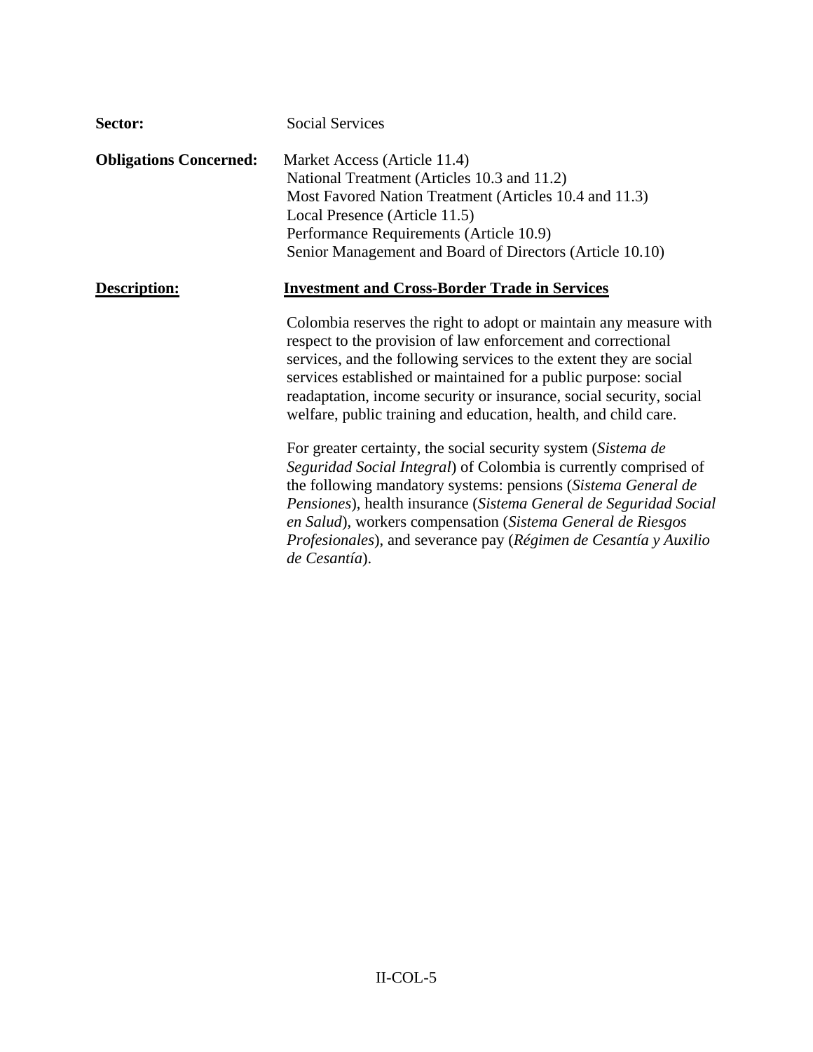**Sector:** Social Services

**Obligations Concerned:** Market Access (Article 11.4)
National Treatment (Articles 10.3 and 11.2)
Most Favored Nation Treatment (Articles 10.4 and 11.3)
Local Presence (Article 11.5)
Performance Requirements (Article 10.9)
Senior Management and Board of Directors (Article 10.10)

**Description:** **Investment and Cross-Border Trade in Services**

Colombia reserves the right to adopt or maintain any measure with respect to the provision of law enforcement and correctional services, and the following services to the extent they are social services established or maintained for a public purpose: social readaptation, income security or insurance, social security, social welfare, public training and education, health, and child care.

For greater certainty, the social security system (*Sistema de Seguridad Social Integral*) of Colombia is currently comprised of the following mandatory systems: pensions (*Sistema General de Pensiones*), health insurance (*Sistema General de Seguridad Social en Salud*), workers compensation (*Sistema General de Riesgos Profesionales*), and severance pay (*Régimen de Cesantía y Auxilio de Cesantía*).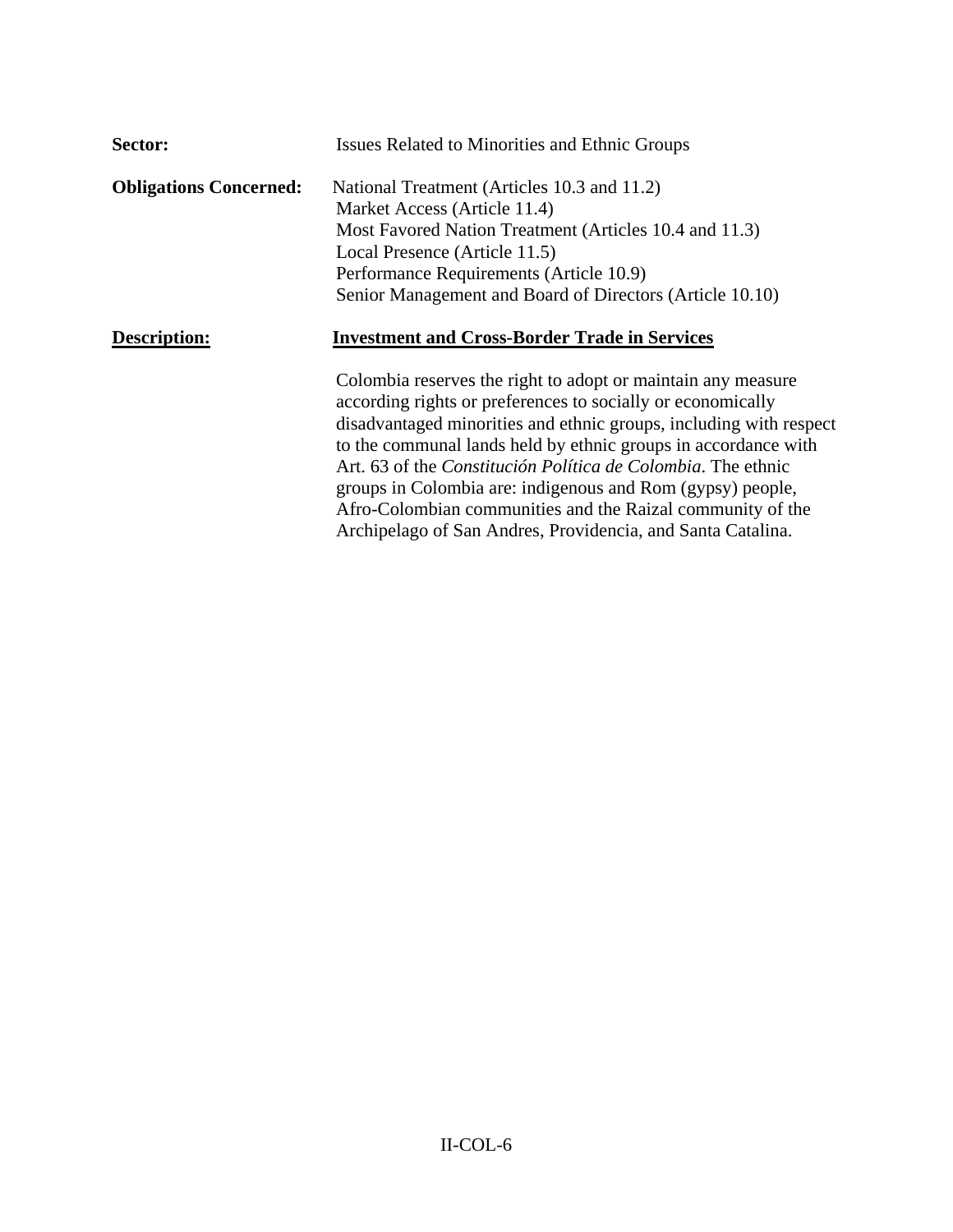**Sector:** Issues Related to Minorities and Ethnic Groups

**Obligations Concerned:** National Treatment (Articles 10.3 and 11.2)
Market Access (Article 11.4)
Most Favored Nation Treatment (Articles 10.4 and 11.3)
Local Presence (Article 11.5)
Performance Requirements (Article 10.9)
Senior Management and Board of Directors (Article 10.10)

**Description:** **Investment and Cross-Border Trade in Services**

Colombia reserves the right to adopt or maintain any measure according rights or preferences to socially or economically disadvantaged minorities and ethnic groups, including with respect to the communal lands held by ethnic groups in accordance with Art. 63 of the *Constitución Política de Colombia*. The ethnic groups in Colombia are: indigenous and Rom (gypsy) people, Afro-Colombian communities and the Raizal community of the Archipelago of San Andres, Providencia, and Santa Catalina.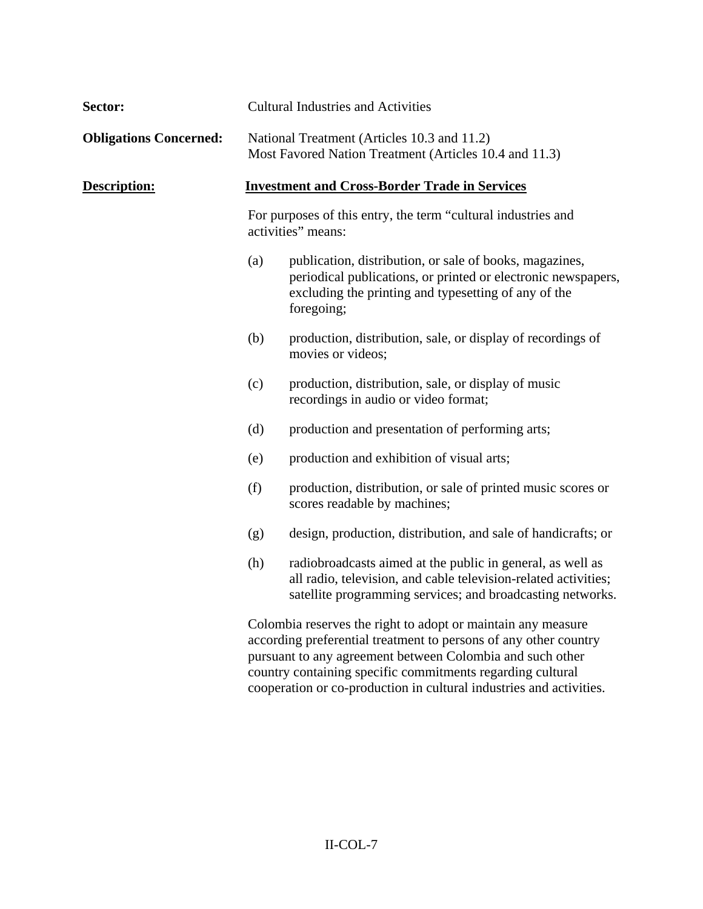**Sector:** Cultural Industries and Activities

**Obligations Concerned:** National Treatment (Articles 10.3 and 11.2)
Most Favored Nation Treatment (Articles 10.4 and 11.3)

**Description:** **Investment and Cross-Border Trade in Services**

For purposes of this entry, the term "cultural industries and activities" means:

(a) publication, distribution, or sale of books, magazines, periodical publications, or printed or electronic newspapers, excluding the printing and typesetting of any of the foregoing;

(b) production, distribution, sale, or display of recordings of movies or videos;

(c) production, distribution, sale, or display of music recordings in audio or video format;

(d) production and presentation of performing arts;

(e) production and exhibition of visual arts;

(f) production, distribution, or sale of printed music scores or scores readable by machines;

(g) design, production, distribution, and sale of handicrafts; or

(h) radiobroadcasts aimed at the public in general, as well as all radio, television, and cable television-related activities; satellite programming services; and broadcasting networks.

Colombia reserves the right to adopt or maintain any measure according preferential treatment to persons of any other country pursuant to any agreement between Colombia and such other country containing specific commitments regarding cultural cooperation or co-production in cultural industries and activities.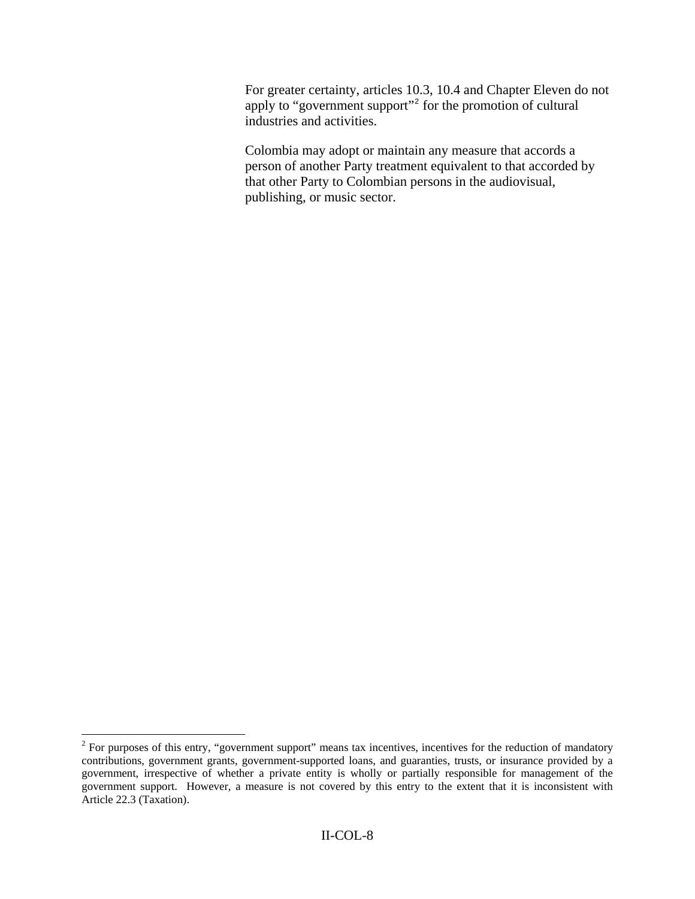For greater certainty, articles 10.3, 10.4 and Chapter Eleven do not apply to "government support"[2] for the promotion of cultural industries and activities.

Colombia may adopt or maintain any measure that accords a person of another Party treatment equivalent to that accorded by that other Party to Colombian persons in the audiovisual, publishing, or music sector.

[2] For purposes of this entry, "government support" means tax incentives, incentives for the reduction of mandatory contributions, government grants, government-supported loans, and guaranties, trusts, or insurance provided by a government, irrespective of whether a private entity is wholly or partially responsible for management of the government support. However, a measure is not covered by this entry to the extent that it is inconsistent with Article 22.3 (Taxation).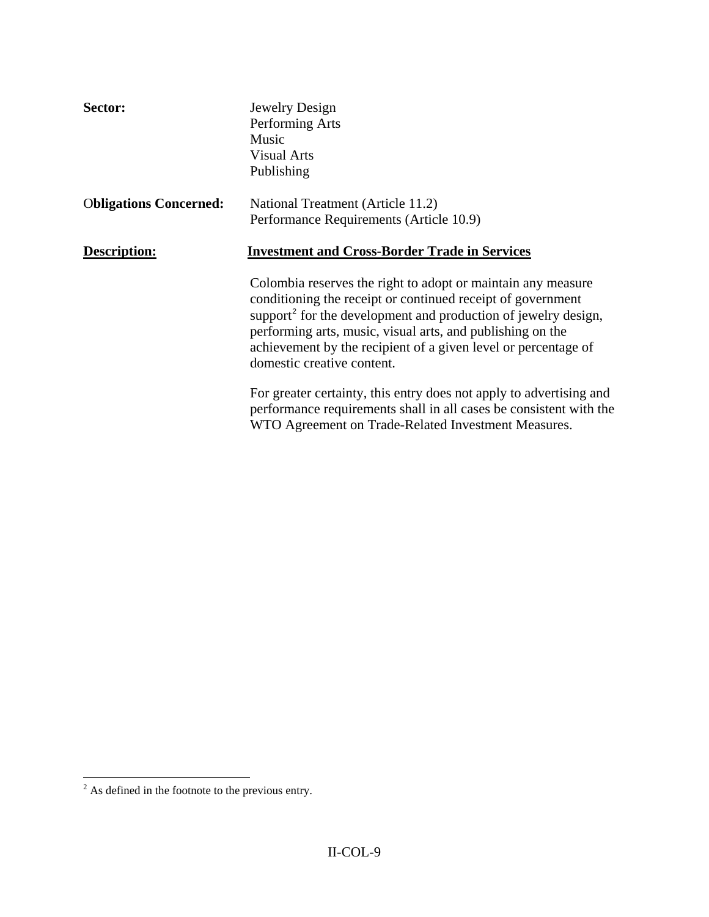**Sector:** Jewelry Design
Performing Arts
Music
Visual Arts
Publishing

**Obligations Concerned:** National Treatment (Article 11.2)
Performance Requirements (Article 10.9)

**Description:** **Investment and Cross-Border Trade in Services**

Colombia reserves the right to adopt or maintain any measure conditioning the receipt or continued receipt of government support[2] for the development and production of jewelry design, performing arts, music, visual arts, and publishing on the achievement by the recipient of a given level or percentage of domestic creative content.

For greater certainty, this entry does not apply to advertising and performance requirements shall in all cases be consistent with the WTO Agreement on Trade-Related Investment Measures.

---

[2] As defined in the footnote to the previous entry.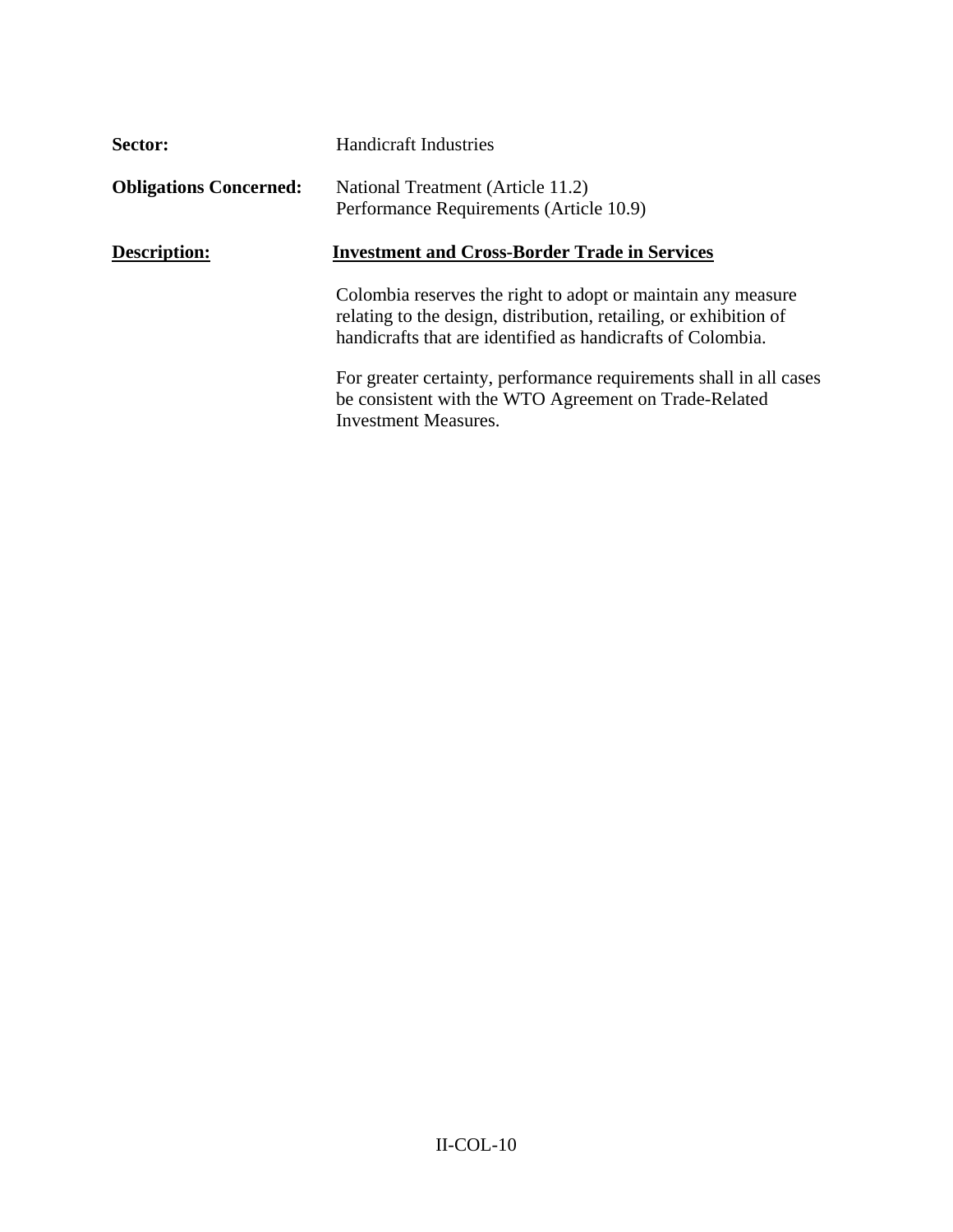**Sector:** Handicraft Industries

**Obligations Concerned:** National Treatment (Article 11.2)
Performance Requirements (Article 10.9)

**Description:** **Investment and Cross-Border Trade in Services**

Colombia reserves the right to adopt or maintain any measure relating to the design, distribution, retailing, or exhibition of handicrafts that are identified as handicrafts of Colombia.

For greater certainty, performance requirements shall in all cases be consistent with the WTO Agreement on Trade-Related Investment Measures.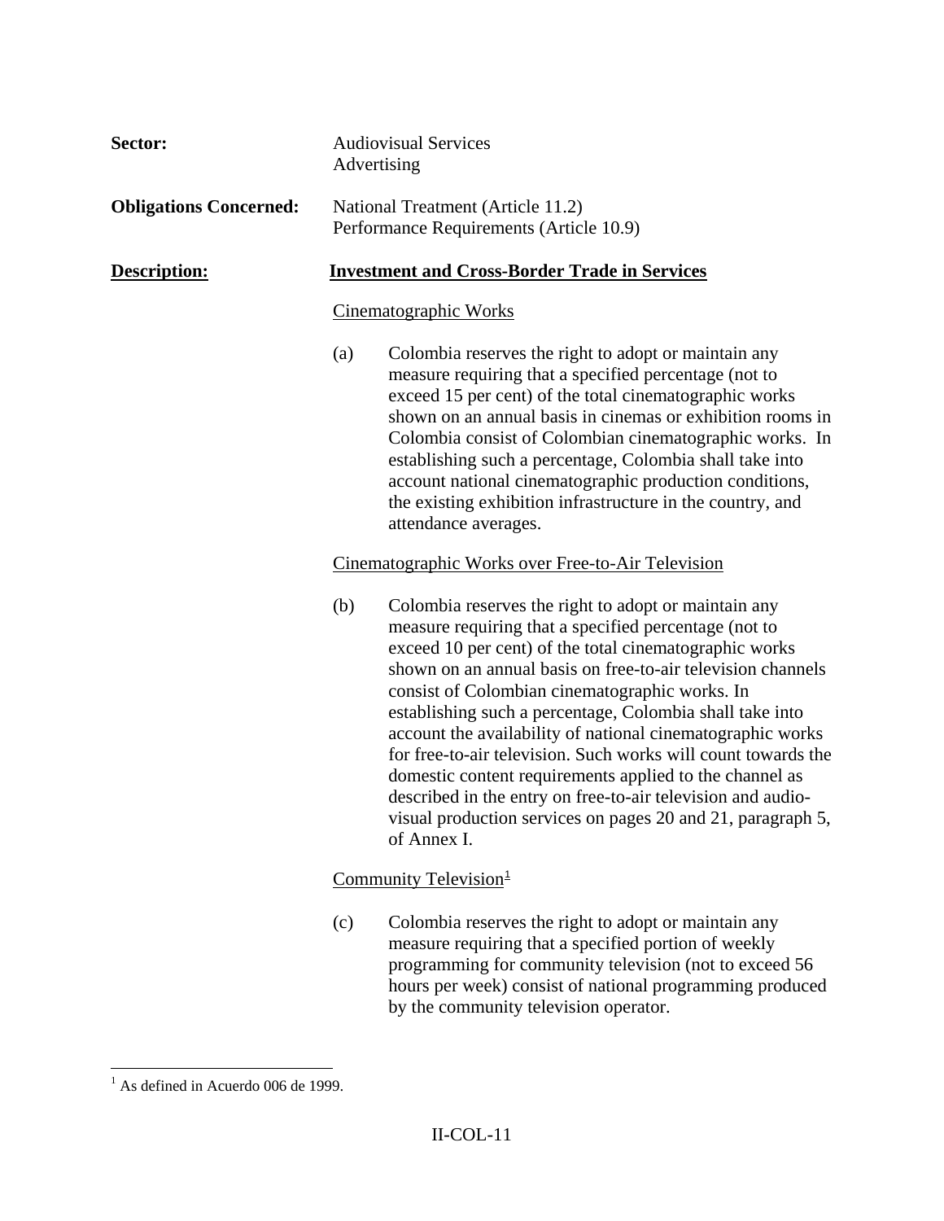**Sector:** Audiovisual Services
Advertising

**Obligations Concerned:** National Treatment (Article 11.2)
Performance Requirements (Article 10.9)

**Description:** **Investment and Cross-Border Trade in Services**

Cinematographic Works

(a) Colombia reserves the right to adopt or maintain any measure requiring that a specified percentage (not to exceed 15 per cent) of the total cinematographic works shown on an annual basis in cinemas or exhibition rooms in Colombia consist of Colombian cinematographic works. In establishing such a percentage, Colombia shall take into account national cinematographic production conditions, the existing exhibition infrastructure in the country, and attendance averages.

Cinematographic Works over Free-to-Air Television

(b) Colombia reserves the right to adopt or maintain any measure requiring that a specified percentage (not to exceed 10 per cent) of the total cinematographic works shown on an annual basis on free-to-air television channels consist of Colombian cinematographic works. In establishing such a percentage, Colombia shall take into account the availability of national cinematographic works for free-to-air television. Such works will count towards the domestic content requirements applied to the channel as described in the entry on free-to-air television and audio-visual production services on pages 20 and 21, paragraph 5, of Annex I.

Community Television[1]

(c) Colombia reserves the right to adopt or maintain any measure requiring that a specified portion of weekly programming for community television (not to exceed 56 hours per week) consist of national programming produced by the community television operator.

---

[1] As defined in Acuerdo 006 de 1999.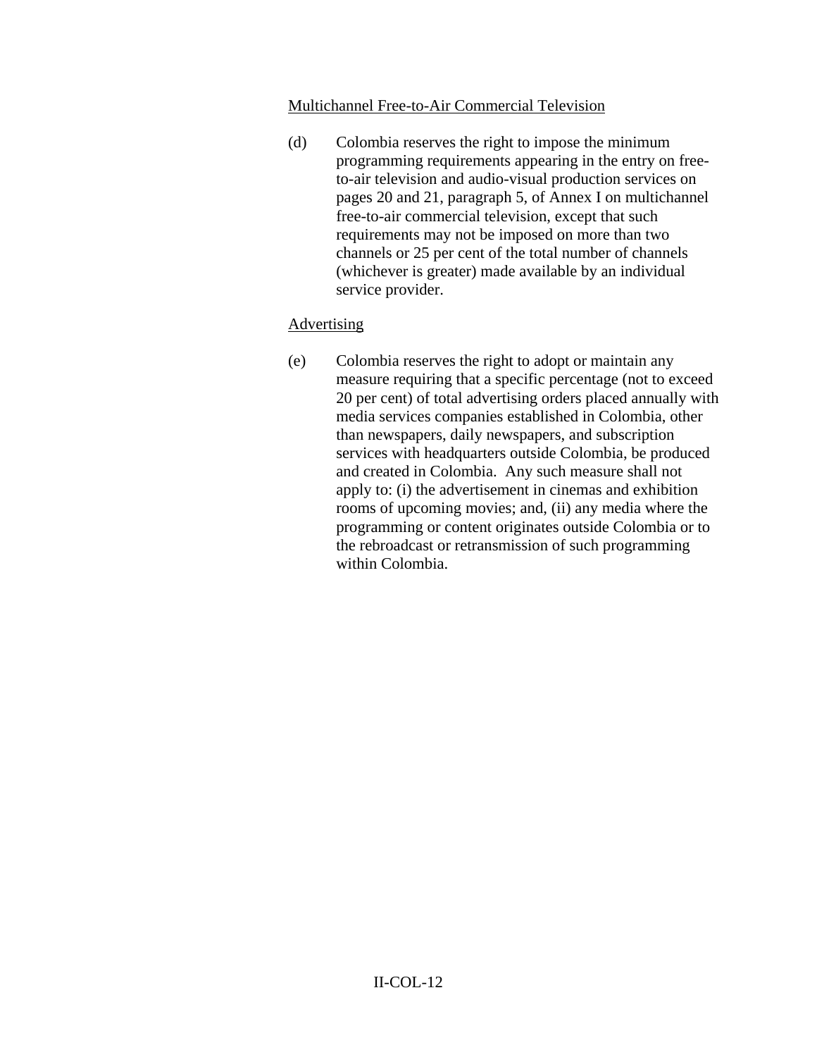<u>Multichannel Free-to-Air Commercial Television</u>

(d) Colombia reserves the right to impose the minimum programming requirements appearing in the entry on free-to-air television and audio-visual production services on pages 20 and 21, paragraph 5, of Annex I on multichannel free-to-air commercial television, except that such requirements may not be imposed on more than two channels or 25 per cent of the total number of channels (whichever is greater) made available by an individual service provider.

<u>Advertising</u>

(e) Colombia reserves the right to adopt or maintain any measure requiring that a specific percentage (not to exceed 20 per cent) of total advertising orders placed annually with media services companies established in Colombia, other than newspapers, daily newspapers, and subscription services with headquarters outside Colombia, be produced and created in Colombia. Any such measure shall not apply to: (i) the advertisement in cinemas and exhibition rooms of upcoming movies; and, (ii) any media where the programming or content originates outside Colombia or to the rebroadcast or retransmission of such programming within Colombia.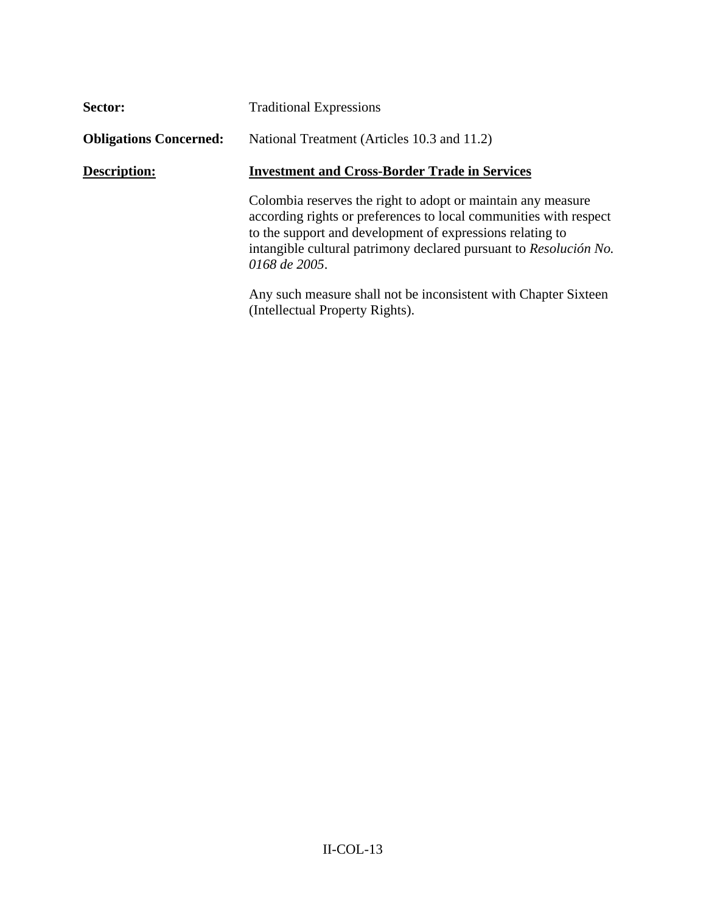**Sector:** Traditional Expressions

**Obligations Concerned:** National Treatment (Articles 10.3 and 11.2)

**Description:** **Investment and Cross-Border Trade in Services**

Colombia reserves the right to adopt or maintain any measure according rights or preferences to local communities with respect to the support and development of expressions relating to intangible cultural patrimony declared pursuant to *Resolución No. 0168 de 2005*.

Any such measure shall not be inconsistent with Chapter Sixteen (Intellectual Property Rights).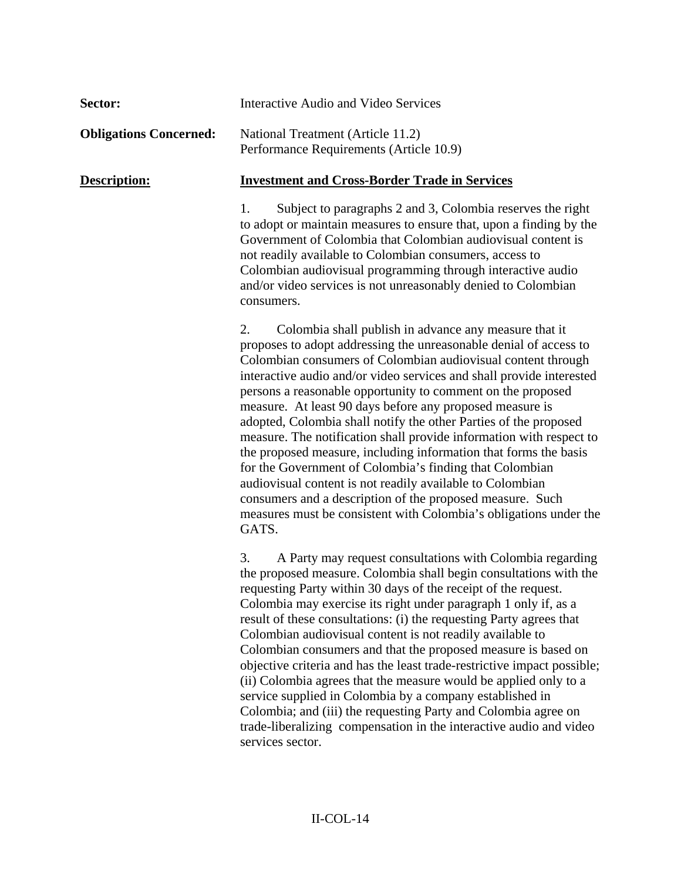**Sector:** Interactive Audio and Video Services

**Obligations Concerned:** National Treatment (Article 11.2)
Performance Requirements (Article 10.9)

**Description:** **Investment and Cross-Border Trade in Services**

1. Subject to paragraphs 2 and 3, Colombia reserves the right to adopt or maintain measures to ensure that, upon a finding by the Government of Colombia that Colombian audiovisual content is not readily available to Colombian consumers, access to Colombian audiovisual programming through interactive audio and/or video services is not unreasonably denied to Colombian consumers.

2. Colombia shall publish in advance any measure that it proposes to adopt addressing the unreasonable denial of access to Colombian consumers of Colombian audiovisual content through interactive audio and/or video services and shall provide interested persons a reasonable opportunity to comment on the proposed measure. At least 90 days before any proposed measure is adopted, Colombia shall notify the other Parties of the proposed measure. The notification shall provide information with respect to the proposed measure, including information that forms the basis for the Government of Colombia's finding that Colombian audiovisual content is not readily available to Colombian consumers and a description of the proposed measure. Such measures must be consistent with Colombia's obligations under the GATS.

3. A Party may request consultations with Colombia regarding the proposed measure. Colombia shall begin consultations with the requesting Party within 30 days of the receipt of the request. Colombia may exercise its right under paragraph 1 only if, as a result of these consultations: (i) the requesting Party agrees that Colombian audiovisual content is not readily available to Colombian consumers and that the proposed measure is based on objective criteria and has the least trade-restrictive impact possible; (ii) Colombia agrees that the measure would be applied only to a service supplied in Colombia by a company established in Colombia; and (iii) the requesting Party and Colombia agree on trade-liberalizing compensation in the interactive audio and video services sector.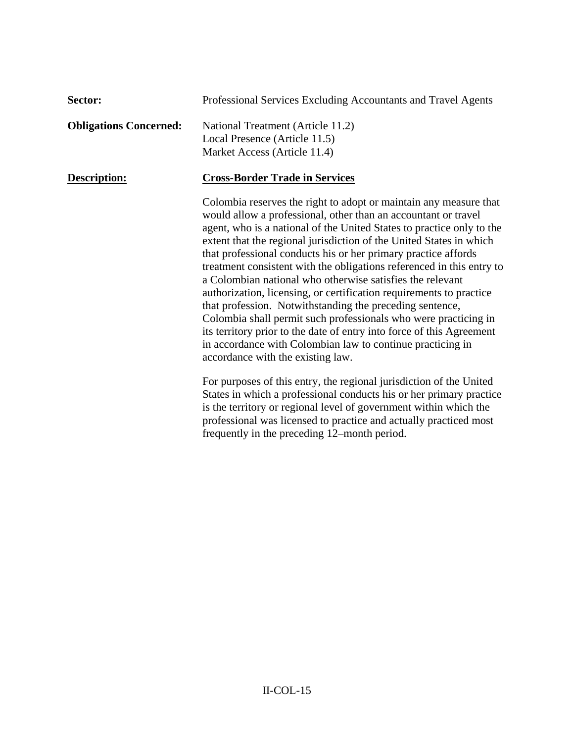**Sector:** Professional Services Excluding Accountants and Travel Agents

**Obligations Concerned:** National Treatment (Article 11.2)
Local Presence (Article 11.5)
Market Access (Article 11.4)

**Description:** **Cross-Border Trade in Services**

Colombia reserves the right to adopt or maintain any measure that would allow a professional, other than an accountant or travel agent, who is a national of the United States to practice only to the extent that the regional jurisdiction of the United States in which that professional conducts his or her primary practice affords treatment consistent with the obligations referenced in this entry to a Colombian national who otherwise satisfies the relevant authorization, licensing, or certification requirements to practice that profession. Notwithstanding the preceding sentence, Colombia shall permit such professionals who were practicing in its territory prior to the date of entry into force of this Agreement in accordance with Colombian law to continue practicing in accordance with the existing law.

For purposes of this entry, the regional jurisdiction of the United States in which a professional conducts his or her primary practice is the territory or regional level of government within which the professional was licensed to practice and actually practiced most frequently in the preceding 12–month period.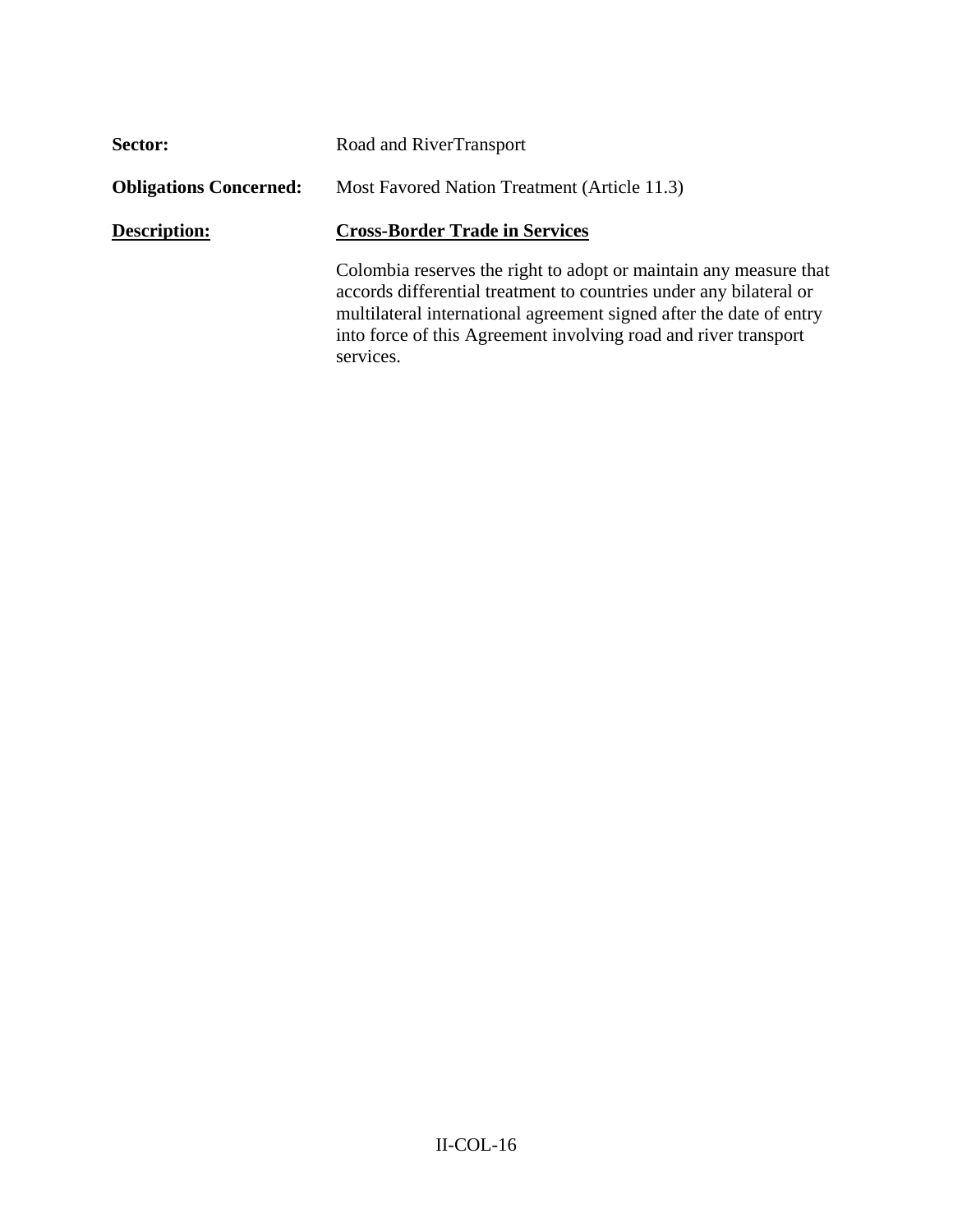**Sector:** Road and RiverTransport

**Obligations Concerned:** Most Favored Nation Treatment (Article 11.3)

**Description:** **Cross-Border Trade in Services**

Colombia reserves the right to adopt or maintain any measure that accords differential treatment to countries under any bilateral or multilateral international agreement signed after the date of entry into force of this Agreement involving road and river transport services.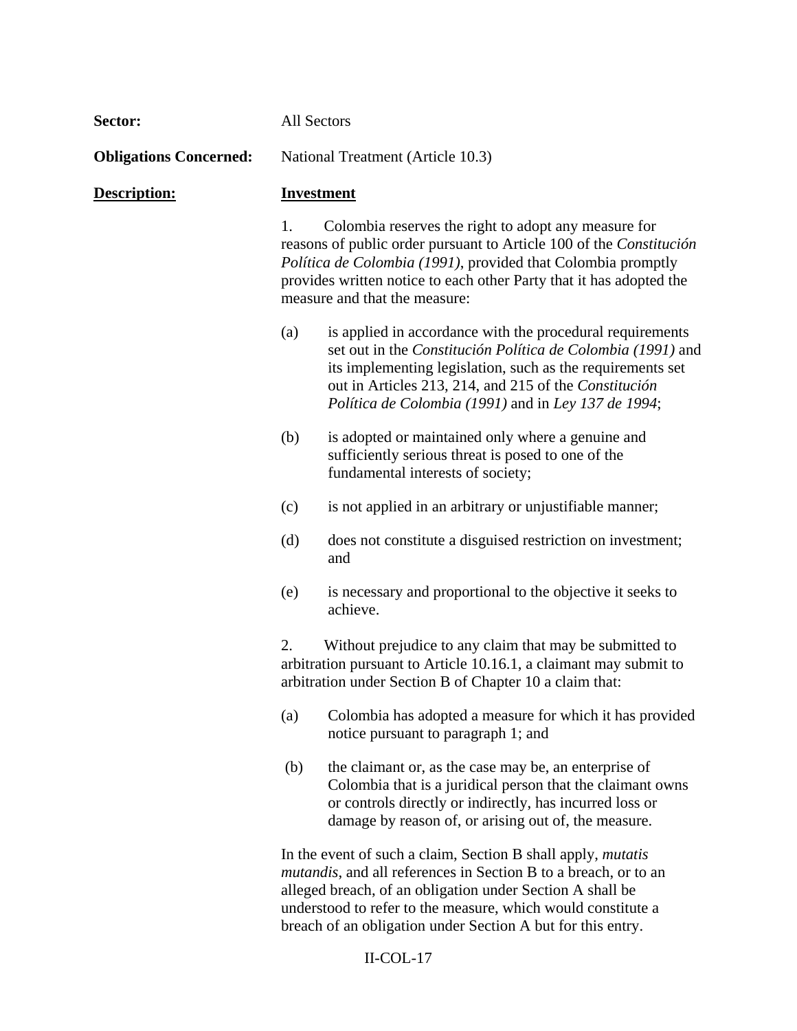**Sector:** All Sectors

**Obligations Concerned:** National Treatment (Article 10.3)

**Description:** **Investment**

1. Colombia reserves the right to adopt any measure for reasons of public order pursuant to Article 100 of the *Constitución Política de Colombia (1991)*, provided that Colombia promptly provides written notice to each other Party that it has adopted the measure and that the measure:

(a) is applied in accordance with the procedural requirements set out in the *Constitución Política de Colombia (1991)* and its implementing legislation, such as the requirements set out in Articles 213, 214, and 215 of the *Constitución Política de Colombia (1991)* and in *Ley 137 de 1994*;

(b) is adopted or maintained only where a genuine and sufficiently serious threat is posed to one of the fundamental interests of society;

(c) is not applied in an arbitrary or unjustifiable manner;

(d) does not constitute a disguised restriction on investment; and

(e) is necessary and proportional to the objective it seeks to achieve.

2. Without prejudice to any claim that may be submitted to arbitration pursuant to Article 10.16.1, a claimant may submit to arbitration under Section B of Chapter 10 a claim that:

(a) Colombia has adopted a measure for which it has provided notice pursuant to paragraph 1; and

(b) the claimant or, as the case may be, an enterprise of Colombia that is a juridical person that the claimant owns or controls directly or indirectly, has incurred loss or damage by reason of, or arising out of, the measure.

In the event of such a claim, Section B shall apply, *mutatis mutandis*, and all references in Section B to a breach, or to an alleged breach, of an obligation under Section A shall be understood to refer to the measure, which would constitute a breach of an obligation under Section A but for this entry.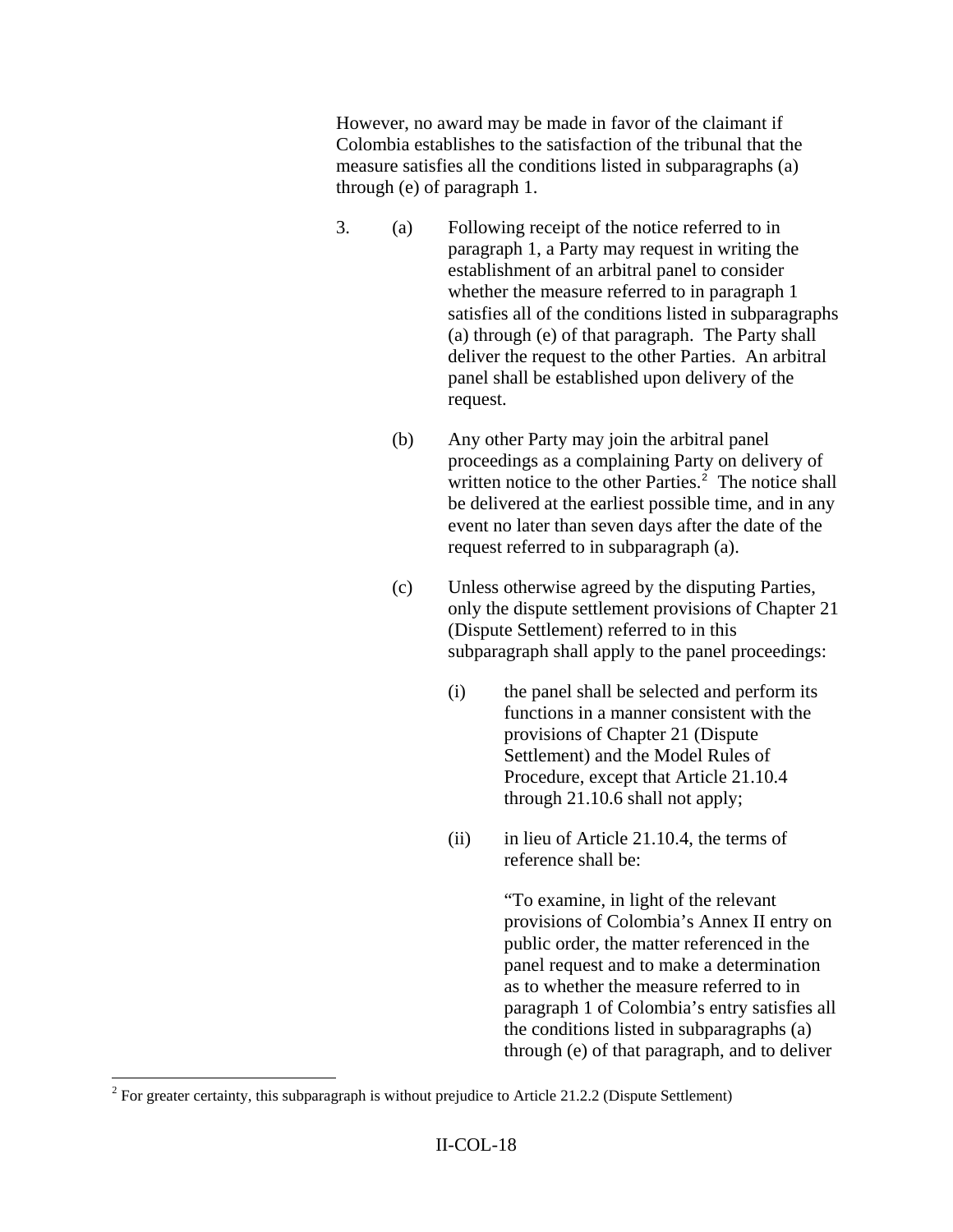However, no award may be made in favor of the claimant if Colombia establishes to the satisfaction of the tribunal that the measure satisfies all the conditions listed in subparagraphs (a) through (e) of paragraph 1.

3. (a) Following receipt of the notice referred to in paragraph 1, a Party may request in writing the establishment of an arbitral panel to consider whether the measure referred to in paragraph 1 satisfies all of the conditions listed in subparagraphs (a) through (e) of that paragraph. The Party shall deliver the request to the other Parties. An arbitral panel shall be established upon delivery of the request.

   (b) Any other Party may join the arbitral panel proceedings as a complaining Party on delivery of written notice to the other Parties.[2] The notice shall be delivered at the earliest possible time, and in any event no later than seven days after the date of the request referred to in subparagraph (a).

   (c) Unless otherwise agreed by the disputing Parties, only the dispute settlement provisions of Chapter 21 (Dispute Settlement) referred to in this subparagraph shall apply to the panel proceedings:

      (i) the panel shall be selected and perform its functions in a manner consistent with the provisions of Chapter 21 (Dispute Settlement) and the Model Rules of Procedure, except that Article 21.10.4 through 21.10.6 shall not apply;

      (ii) in lieu of Article 21.10.4, the terms of reference shall be:

      "To examine, in light of the relevant provisions of Colombia's Annex II entry on public order, the matter referenced in the panel request and to make a determination as to whether the measure referred to in paragraph 1 of Colombia's entry satisfies all the conditions listed in subparagraphs (a) through (e) of that paragraph, and to deliver

[2] For greater certainty, this subparagraph is without prejudice to Article 21.2.2 (Dispute Settlement)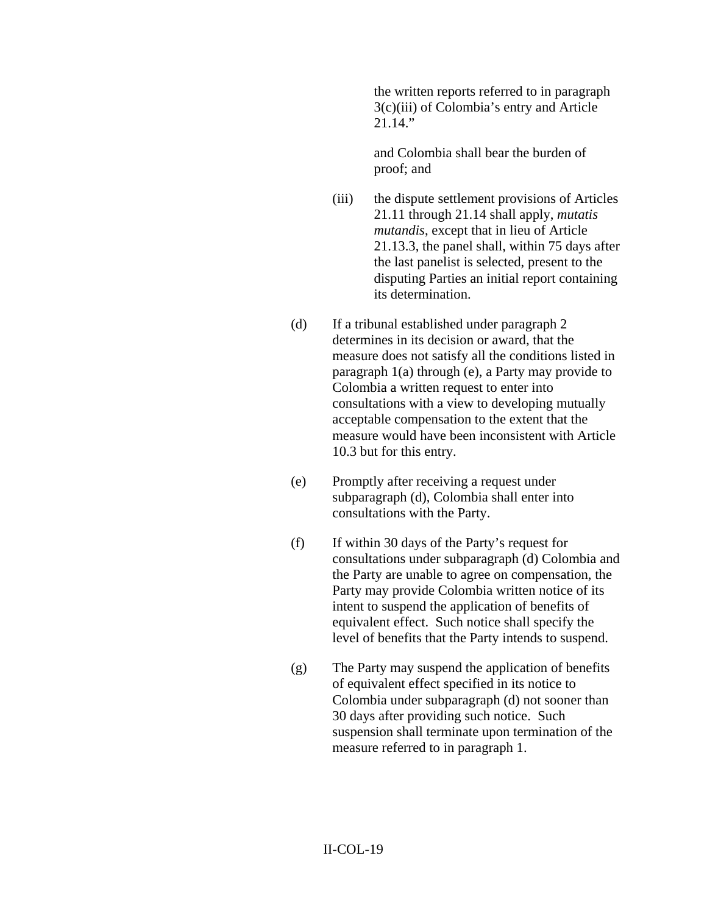the written reports referred to in paragraph 3(c)(iii) of Colombia's entry and Article 21.14."

and Colombia shall bear the burden of proof; and

(iii) the dispute settlement provisions of Articles 21.11 through 21.14 shall apply, *mutatis mutandis*, except that in lieu of Article 21.13.3, the panel shall, within 75 days after the last panelist is selected, present to the disputing Parties an initial report containing its determination.

(d) If a tribunal established under paragraph 2 determines in its decision or award, that the measure does not satisfy all the conditions listed in paragraph 1(a) through (e), a Party may provide to Colombia a written request to enter into consultations with a view to developing mutually acceptable compensation to the extent that the measure would have been inconsistent with Article 10.3 but for this entry.

(e) Promptly after receiving a request under subparagraph (d), Colombia shall enter into consultations with the Party.

(f) If within 30 days of the Party's request for consultations under subparagraph (d) Colombia and the Party are unable to agree on compensation, the Party may provide Colombia written notice of its intent to suspend the application of benefits of equivalent effect. Such notice shall specify the level of benefits that the Party intends to suspend.

(g) The Party may suspend the application of benefits of equivalent effect specified in its notice to Colombia under subparagraph (d) not sooner than 30 days after providing such notice. Such suspension shall terminate upon termination of the measure referred to in paragraph 1.